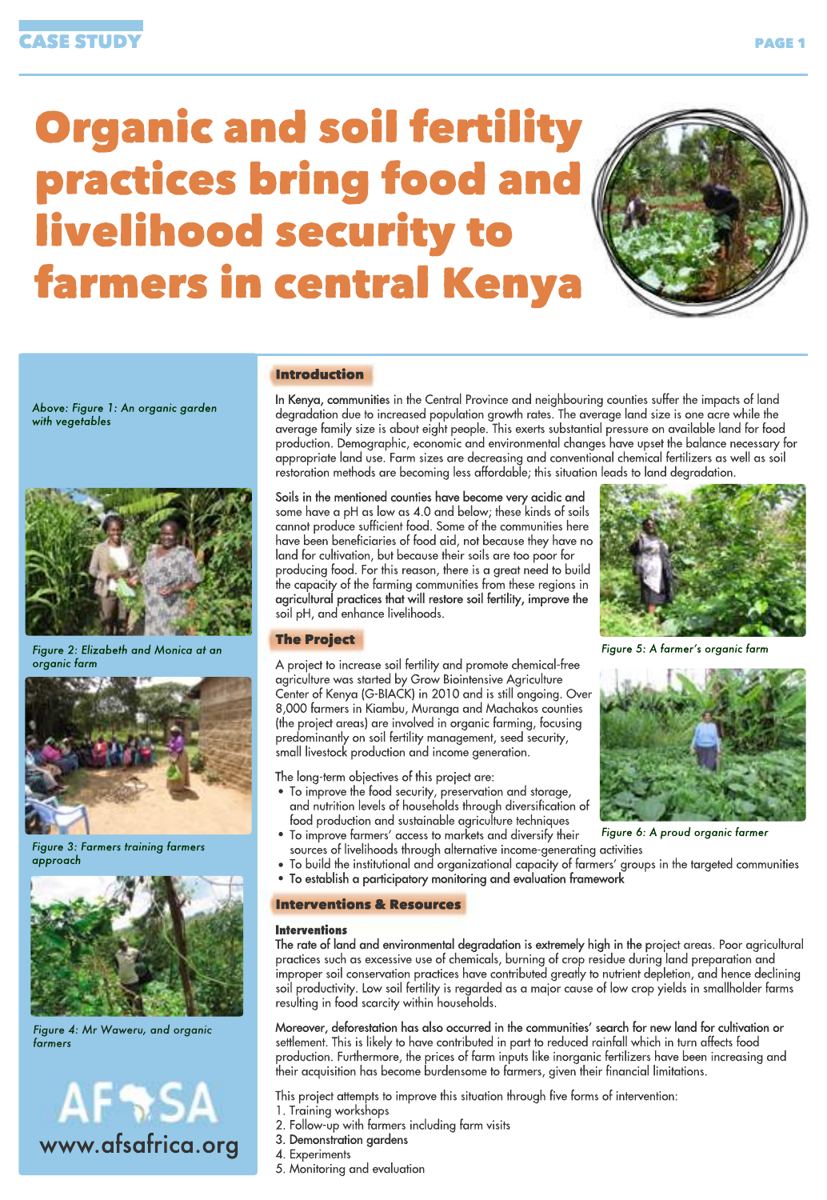# Organic and soil fertility practices bring food and livelihood security to farmers in central Kenya

## Introduction

In Kenya, communities in the Central Province and neighbouring counties suffer the impacts of land degradation due to increased population growth rates. The average land size is one acre while the average family size is about eight people. This exerts substantial pressure on available land for food production. Demographic, economic and environmental changes have upset the balance necessary for appropriate land use. Farm sizes are decreasing and conventional chemical fertilizers as well as soil restoration methods are becoming less affordable; this situation leads to land degradation.

Soils in the mentioned counties have become very acidic and some have a pH as low as 4.0 and below; these kinds of soils cannot produce sufficient food. Some of the communities here have been beneficiaries of food aid, not because they have no land for cultivation, but because their soils are too poor for producing food. For this reason, there is a great need to build the capacity of the farming communities from these regions in agricultural practices that will restore soil fertility, improve the soil pH, and enhance livelihoods.

## The Project

A project to increase soil fertility and promote chemical-free agriculture was started by Grow Biointensive Agriculture Center of Kenya (G-BIACK) in 2010 and is still ongoing. Over 8,000 farmers in Kiambu, Muranga and Machakos counties (the project areas) are involved in organic farming, focusing predominantly on soil fertility management, seed security, small livestock production and income generation.

The long-term objectives of this project are:

- To improve the food security, preservation and storage, and nutrition levels of households through diversification of food production and sustainable agriculture techniques
- To improve farmers' access to markets and diversify their sources of livelihoods through alternative income-generating activities
- To build the institutional and organizational capacity of farmers' groups in the targeted communities
- To establish a participatory monitoring and evaluation framework

## Interventions & Resources

### Interventions

The rate of land and environmental degradation is extremely high in the project areas. Poor agricultural practices such as excessive use of chemicals, burning of crop residue during land preparation and improper soil conservation practices have contributed greatly to nutrient depletion, and hence declining soil productivity. Low soil fertility is regarded as a major cause of low crop yields in smallholder farms resulting in food scarcity within households.

Moreover, deforestation has also occurred in the communities' search for new land for cultivation or settlement. This is likely to have contributed in part to reduced rainfall which in turn affects food production. Furthermore, the prices of farm inputs like inorganic fertilizers have been increasing and their acquisition has become burdensome to farmers, given their financial limitations.

This project attempts to improve this situation through five forms of intervention:

1. Training workshops
2. Follow-up with farmers including farm visits
3. Demonstration gardens
4. Experiments
5. Monitoring and evaluation

*Above: Figure 1: An organic garden with vegetables*

*Figure 2: Elizabeth and Monica at an organic farm*

*Figure 3: Farmers training farmers approach*

*Figure 4: Mr Waweru, and organic farmers*

*Figure 5: A farmer's organic farm*

*Figure 6: A proud organic farmer*

AFSA

www.afsafrica.org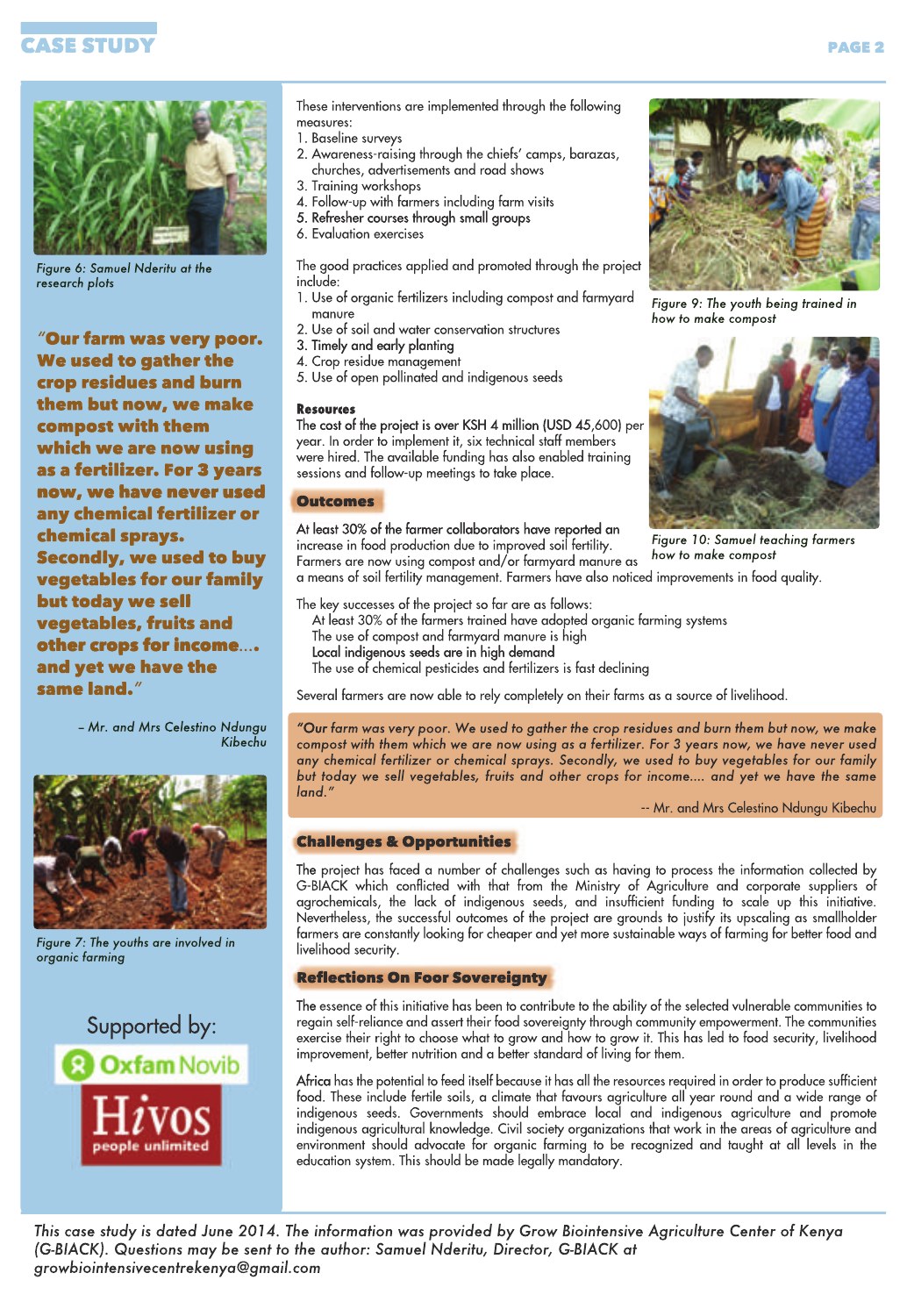Figure 6: Samuel Nderitu at the research plots

**"Our farm was very poor. We used to gather the crop residues and burn them but now, we make compost with them which we are now using as a fertilizer. For 3 years now, we have never used any chemical fertilizer or chemical sprays. Secondly, we used to buy vegetables for our family but today we sell vegetables, fruits and other crops for income…. and yet we have the same land."**

*– Mr. and Mrs Celestino Ndungu Kibechu*

Figure 7: The youths are involved in organic farming

Supported by:

Oxfam Novib

Hivos people unlimited

These interventions are implemented through the following measures:

1. Baseline surveys
2. Awareness-raising through the chiefs' camps, barazas, churches, advertisements and road shows
3. Training workshops
4. Follow-up with farmers including farm visits
5. Refresher courses through small groups
6. Evaluation exercises

The good practices applied and promoted through the project include:

1. Use of organic fertilizers including compost and farmyard manure
2. Use of soil and water conservation structures
3. Timely and early planting
4. Crop residue management
5. Use of open pollinated and indigenous seeds

Figure 9: The youth being trained in how to make compost

Figure 10: Samuel teaching farmers how to make compost

### Resources

The cost of the project is over KSH 4 million (USD 45,600) per year. In order to implement it, six technical staff members were hired. The available funding has also enabled training sessions and follow-up meetings to take place.

## Outcomes

At least 30% of the farmer collaborators have reported an increase in food production due to improved soil fertility. Farmers are now using compost and/or farmyard manure as a means of soil fertility management. Farmers have also noticed improvements in food quality.

The key successes of the project so far are as follows:

- At least 30% of the farmers trained have adopted organic farming systems
- The use of compost and farmyard manure is high
- Local indigenous seeds are in high demand
- The use of chemical pesticides and fertilizers is fast declining

Several farmers are now able to rely completely on their farms as a source of livelihood.

> *"Our farm was very poor. We used to gather the crop residues and burn them but now, we make compost with them which we are now using as a fertilizer. For 3 years now, we have never used any chemical fertilizer or chemical sprays. Secondly, we used to buy vegetables for our family but today we sell vegetables, fruits and other crops for income…. and yet we have the same land."*
>
> -- Mr. and Mrs Celestino Ndungu Kibechu

## Challenges & Opportunities

The project has faced a number of challenges such as having to process the information collected by G-BIACK which conflicted with that from the Ministry of Agriculture and corporate suppliers of agrochemicals, the lack of indigenous seeds, and insufficient funding to scale up this initiative. Nevertheless, the successful outcomes of the project are grounds to justify its upscaling as smallholder farmers are constantly looking for cheaper and yet more sustainable ways of farming for better food and livelihood security.

## Reflections On Foor Sovereignty

The essence of this initiative has been to contribute to the ability of the selected vulnerable communities to regain self-reliance and assert their food sovereignty through community empowerment. The communities exercise their right to choose what to grow and how to grow it. This has led to food security, livelihood improvement, better nutrition and a better standard of living for them.

Africa has the potential to feed itself because it has all the resources required in order to produce sufficient food. These include fertile soils, a climate that favours agriculture all year round and a wide range of indigenous seeds. Governments should embrace local and indigenous agriculture and promote indigenous agricultural knowledge. Civil society organizations that work in the areas of agriculture and environment should advocate for organic farming to be recognized and taught at all levels in the education system. This should be made legally mandatory.

*This case study is dated June 2014. The information was provided by Grow Biointensive Agriculture Center of Kenya (G-BIACK). Questions may be sent to the author: Samuel Nderitu, Director, G-BIACK at growbiointensivecentrekenya@gmail.com*